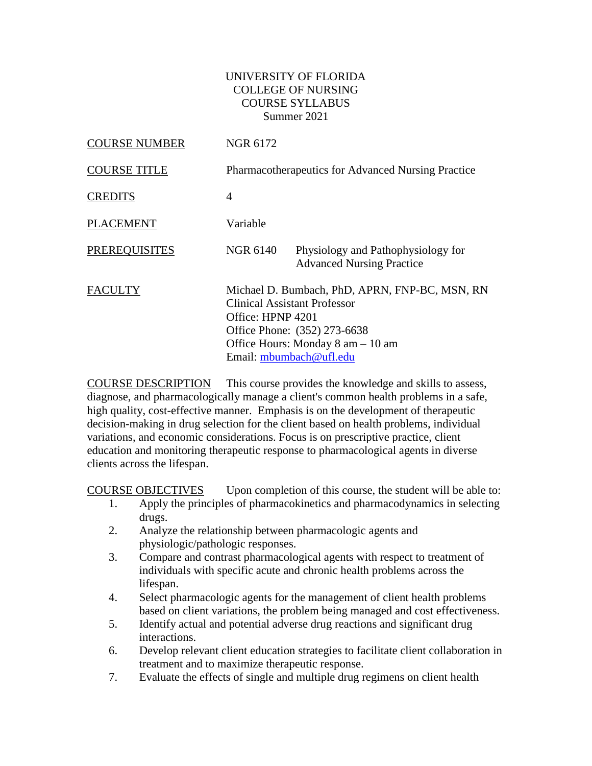UNIVERSITY OF FLORIDA
COLLEGE OF NURSING
COURSE SYLLABUS
Summer 2021

| | | |
|---|---|---|
| COURSE NUMBER | NGR 6172 | |
| COURSE TITLE | Pharmacotherapeutics for Advanced Nursing Practice | |
| CREDITS | 4 | |
| PLACEMENT | Variable | |
| PREREQUISITES | NGR 6140 | Physiology and Pathophysiology for Advanced Nursing Practice |
| FACULTY | Michael D. Bumbach, PhD, APRN, FNP-BC, MSN, RN<br>Clinical Assistant Professor<br>Office: HPNP 4201<br>Office Phone: (352) 273-6638<br>Office Hours: Monday 8 am – 10 am<br>Email: mbumbach@ufl.edu | |

COURSE DESCRIPTION This course provides the knowledge and skills to assess, diagnose, and pharmacologically manage a client's common health problems in a safe, high quality, cost-effective manner. Emphasis is on the development of therapeutic decision-making in drug selection for the client based on health problems, individual variations, and economic considerations. Focus is on prescriptive practice, client education and monitoring therapeutic response to pharmacological agents in diverse clients across the lifespan.

COURSE OBJECTIVES Upon completion of this course, the student will be able to:

1. Apply the principles of pharmacokinetics and pharmacodynamics in selecting drugs.
2. Analyze the relationship between pharmacologic agents and physiologic/pathologic responses.
3. Compare and contrast pharmacological agents with respect to treatment of individuals with specific acute and chronic health problems across the lifespan.
4. Select pharmacologic agents for the management of client health problems based on client variations, the problem being managed and cost effectiveness.
5. Identify actual and potential adverse drug reactions and significant drug interactions.
6. Develop relevant client education strategies to facilitate client collaboration in treatment and to maximize therapeutic response.
7. Evaluate the effects of single and multiple drug regimens on client health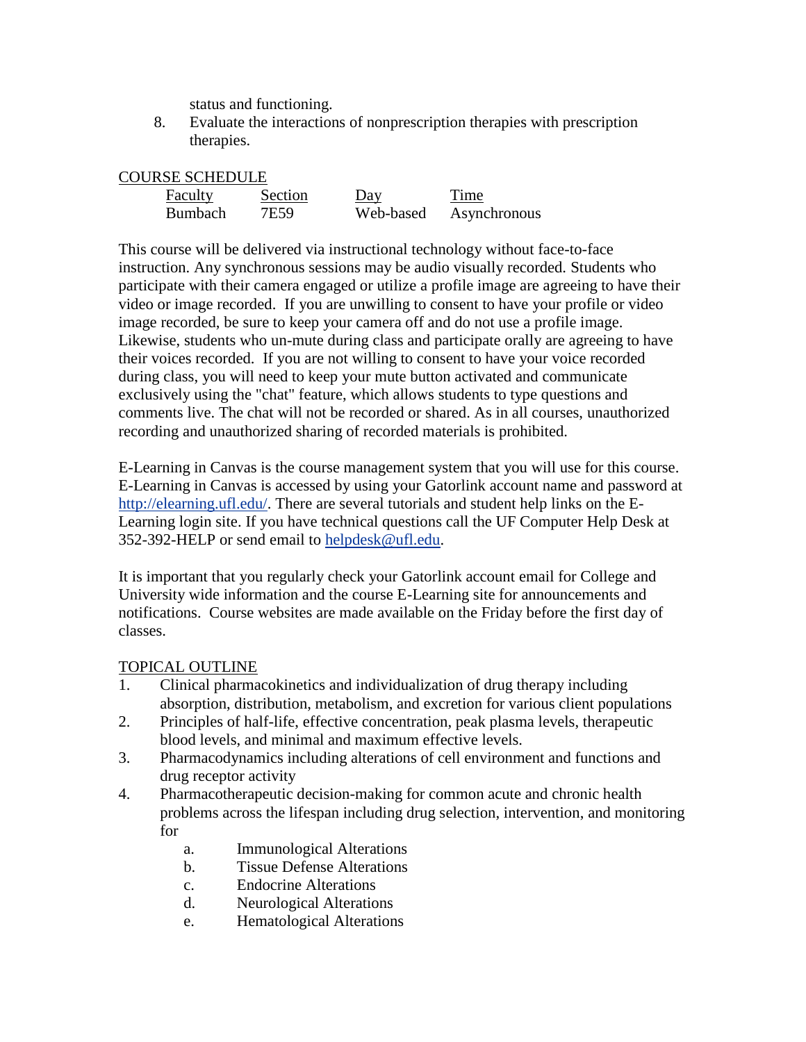status and functioning.

8. Evaluate the interactions of nonprescription therapies with prescription therapies.

COURSE SCHEDULE

| Faculty | Section | Day | Time |
| --- | --- | --- | --- |
| Bumbach | 7E59 | Web-based | Asynchronous |

This course will be delivered via instructional technology without face-to-face instruction. Any synchronous sessions may be audio visually recorded. Students who participate with their camera engaged or utilize a profile image are agreeing to have their video or image recorded. If you are unwilling to consent to have your profile or video image recorded, be sure to keep your camera off and do not use a profile image. Likewise, students who un-mute during class and participate orally are agreeing to have their voices recorded. If you are not willing to consent to have your voice recorded during class, you will need to keep your mute button activated and communicate exclusively using the "chat" feature, which allows students to type questions and comments live. The chat will not be recorded or shared. As in all courses, unauthorized recording and unauthorized sharing of recorded materials is prohibited.

E-Learning in Canvas is the course management system that you will use for this course. E-Learning in Canvas is accessed by using your Gatorlink account name and password at http://elearning.ufl.edu/. There are several tutorials and student help links on the E-Learning login site. If you have technical questions call the UF Computer Help Desk at 352-392-HELP or send email to helpdesk@ufl.edu.

It is important that you regularly check your Gatorlink account email for College and University wide information and the course E-Learning site for announcements and notifications. Course websites are made available on the Friday before the first day of classes.

TOPICAL OUTLINE

1. Clinical pharmacokinetics and individualization of drug therapy including absorption, distribution, metabolism, and excretion for various client populations
2. Principles of half-life, effective concentration, peak plasma levels, therapeutic blood levels, and minimal and maximum effective levels.
3. Pharmacodynamics including alterations of cell environment and functions and drug receptor activity
4. Pharmacotherapeutic decision-making for common acute and chronic health problems across the lifespan including drug selection, intervention, and monitoring for
    a. Immunological Alterations
    b. Tissue Defense Alterations
    c. Endocrine Alterations
    d. Neurological Alterations
    e. Hematological Alterations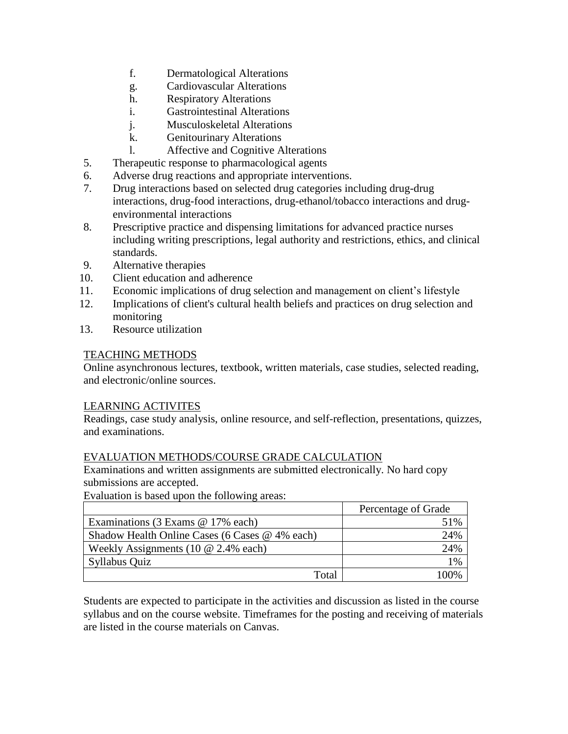f. Dermatological Alterations
   g. Cardiovascular Alterations
   h. Respiratory Alterations
   i. Gastrointestinal Alterations
   j. Musculoskeletal Alterations
   k. Genitourinary Alterations
   l. Affective and Cognitive Alterations

5. Therapeutic response to pharmacological agents
6. Adverse drug reactions and appropriate interventions.
7. Drug interactions based on selected drug categories including drug-drug interactions, drug-food interactions, drug-ethanol/tobacco interactions and drug-environmental interactions
8. Prescriptive practice and dispensing limitations for advanced practice nurses including writing prescriptions, legal authority and restrictions, ethics, and clinical standards.
9. Alternative therapies
10. Client education and adherence
11. Economic implications of drug selection and management on client's lifestyle
12. Implications of client's cultural health beliefs and practices on drug selection and monitoring
13. Resource utilization

<u>TEACHING METHODS</u>

Online asynchronous lectures, textbook, written materials, case studies, selected reading, and electronic/online sources.

<u>LEARNING ACTIVITES</u>

Readings, case study analysis, online resource, and self-reflection, presentations, quizzes, and examinations.

<u>EVALUATION METHODS/COURSE GRADE CALCULATION</u>

Examinations and written assignments are submitted electronically. No hard copy submissions are accepted.

Evaluation is based upon the following areas:

| | Percentage of Grade |
|---|---|
| Examinations (3 Exams @ 17% each) | 51% |
| Shadow Health Online Cases (6 Cases @ 4% each) | 24% |
| Weekly Assignments (10 @ 2.4% each) | 24% |
| Syllabus Quiz | 1% |
| Total | 100% |

Students are expected to participate in the activities and discussion as listed in the course syllabus and on the course website. Timeframes for the posting and receiving of materials are listed in the course materials on Canvas.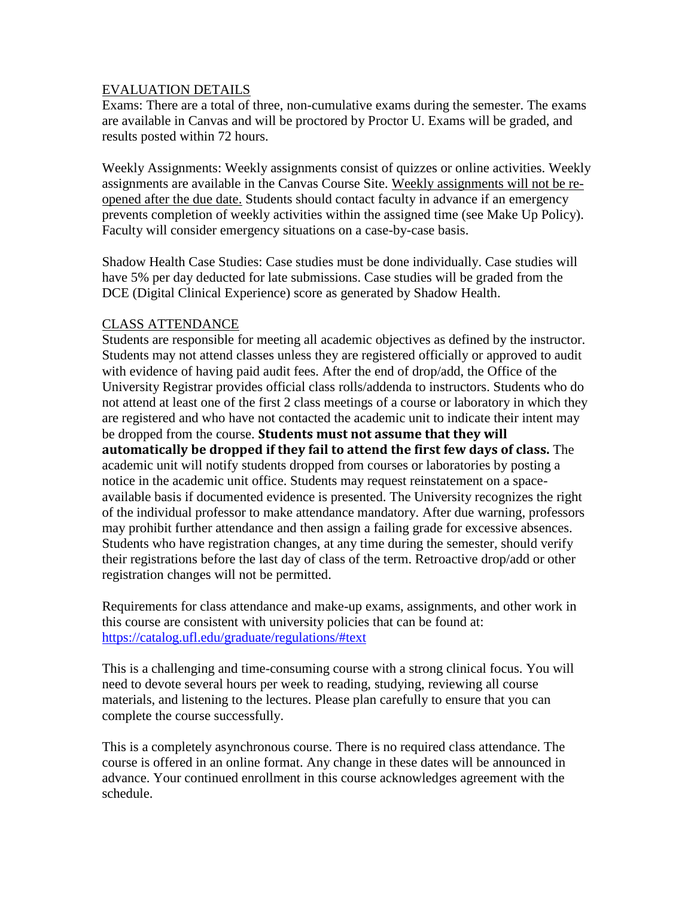## EVALUATION DETAILS

Exams: There are a total of three, non-cumulative exams during the semester. The exams are available in Canvas and will be proctored by Proctor U. Exams will be graded, and results posted within 72 hours.

Weekly Assignments: Weekly assignments consist of quizzes or online activities. Weekly assignments are available in the Canvas Course Site. Weekly assignments will not be re-opened after the due date. Students should contact faculty in advance if an emergency prevents completion of weekly activities within the assigned time (see Make Up Policy). Faculty will consider emergency situations on a case-by-case basis.

Shadow Health Case Studies: Case studies must be done individually. Case studies will have 5% per day deducted for late submissions. Case studies will be graded from the DCE (Digital Clinical Experience) score as generated by Shadow Health.

## CLASS ATTENDANCE

Students are responsible for meeting all academic objectives as defined by the instructor. Students may not attend classes unless they are registered officially or approved to audit with evidence of having paid audit fees. After the end of drop/add, the Office of the University Registrar provides official class rolls/addenda to instructors. Students who do not attend at least one of the first 2 class meetings of a course or laboratory in which they are registered and who have not contacted the academic unit to indicate their intent may be dropped from the course. **Students must not assume that they will automatically be dropped if they fail to attend the first few days of class.** The academic unit will notify students dropped from courses or laboratories by posting a notice in the academic unit office. Students may request reinstatement on a space-available basis if documented evidence is presented. The University recognizes the right of the individual professor to make attendance mandatory. After due warning, professors may prohibit further attendance and then assign a failing grade for excessive absences. Students who have registration changes, at any time during the semester, should verify their registrations before the last day of class of the term. Retroactive drop/add or other registration changes will not be permitted.

Requirements for class attendance and make-up exams, assignments, and other work in this course are consistent with university policies that can be found at: https://catalog.ufl.edu/graduate/regulations/#text

This is a challenging and time-consuming course with a strong clinical focus. You will need to devote several hours per week to reading, studying, reviewing all course materials, and listening to the lectures. Please plan carefully to ensure that you can complete the course successfully.

This is a completely asynchronous course. There is no required class attendance. The course is offered in an online format. Any change in these dates will be announced in advance. Your continued enrollment in this course acknowledges agreement with the schedule.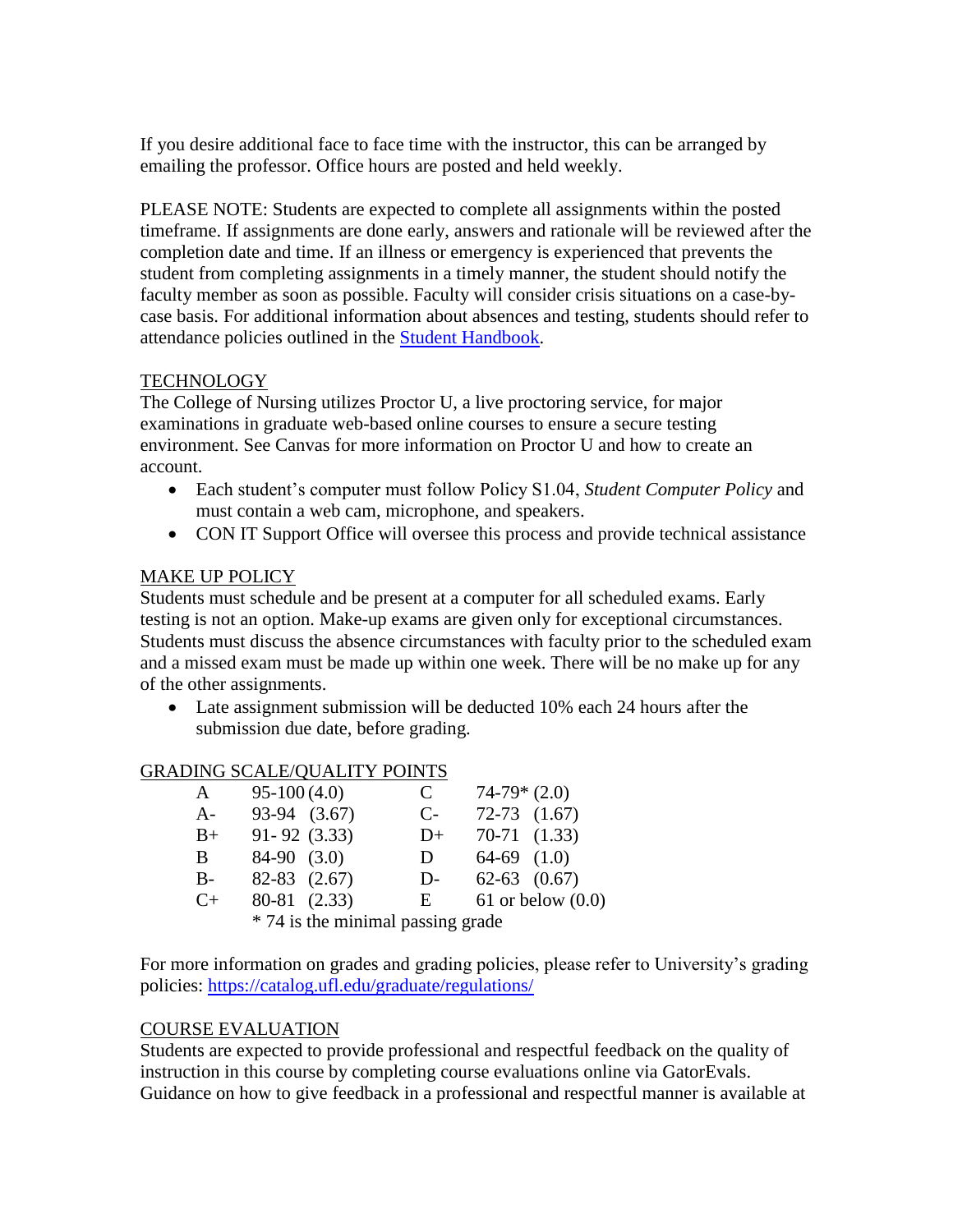If you desire additional face to face time with the instructor, this can be arranged by emailing the professor. Office hours are posted and held weekly.

PLEASE NOTE: Students are expected to complete all assignments within the posted timeframe. If assignments are done early, answers and rationale will be reviewed after the completion date and time. If an illness or emergency is experienced that prevents the student from completing assignments in a timely manner, the student should notify the faculty member as soon as possible. Faculty will consider crisis situations on a case-by-case basis. For additional information about absences and testing, students should refer to attendance policies outlined in the [Student Handbook](Student Handbook).

## TECHNOLOGY

The College of Nursing utilizes Proctor U, a live proctoring service, for major examinations in graduate web-based online courses to ensure a secure testing environment. See Canvas for more information on Proctor U and how to create an account.

- Each student's computer must follow Policy S1.04, *Student Computer Policy* and must contain a web cam, microphone, and speakers.
- CON IT Support Office will oversee this process and provide technical assistance

## MAKE UP POLICY

Students must schedule and be present at a computer for all scheduled exams. Early testing is not an option. Make-up exams are given only for exceptional circumstances. Students must discuss the absence circumstances with faculty prior to the scheduled exam and a missed exam must be made up within one week. There will be no make up for any of the other assignments.

- Late assignment submission will be deducted 10% each 24 hours after the submission due date, before grading.

## GRADING SCALE/QUALITY POINTS

| Grade | Range (Points) | Grade | Range (Points) |
|---|---|---|---|
| A | 95-100 (4.0) | C | 74-79* (2.0) |
| A- | 93-94 (3.67) | C- | 72-73 (1.67) |
| B+ | 91- 92 (3.33) | D+ | 70-71 (1.33) |
| B | 84-90 (3.0) | D | 64-69 (1.0) |
| B- | 82-83 (2.67) | D- | 62-63 (0.67) |
| C+ | 80-81 (2.33) | E | 61 or below (0.0) |

* 74 is the minimal passing grade

For more information on grades and grading policies, please refer to University's grading policies: https://catalog.ufl.edu/graduate/regulations/

## COURSE EVALUATION

Students are expected to provide professional and respectful feedback on the quality of instruction in this course by completing course evaluations online via GatorEvals. Guidance on how to give feedback in a professional and respectful manner is available at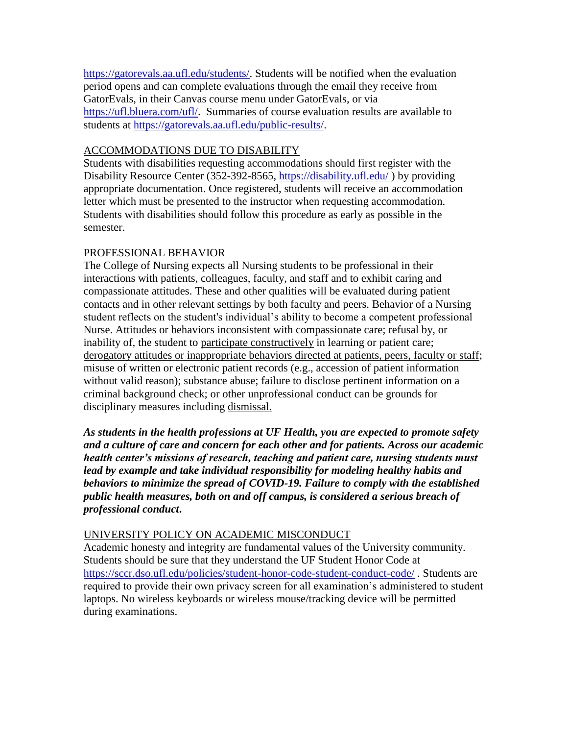https://gatorevals.aa.ufl.edu/students/. Students will be notified when the evaluation period opens and can complete evaluations through the email they receive from GatorEvals, in their Canvas course menu under GatorEvals, or via https://ufl.bluera.com/ufl/. Summaries of course evaluation results are available to students at https://gatorevals.aa.ufl.edu/public-results/.

## ACCOMMODATIONS DUE TO DISABILITY

Students with disabilities requesting accommodations should first register with the Disability Resource Center (352-392-8565, https://disability.ufl.edu/ ) by providing appropriate documentation. Once registered, students will receive an accommodation letter which must be presented to the instructor when requesting accommodation. Students with disabilities should follow this procedure as early as possible in the semester.

## PROFESSIONAL BEHAVIOR

The College of Nursing expects all Nursing students to be professional in their interactions with patients, colleagues, faculty, and staff and to exhibit caring and compassionate attitudes. These and other qualities will be evaluated during patient contacts and in other relevant settings by both faculty and peers. Behavior of a Nursing student reflects on the student's individual's ability to become a competent professional Nurse. Attitudes or behaviors inconsistent with compassionate care; refusal by, or inability of, the student to participate constructively in learning or patient care; derogatory attitudes or inappropriate behaviors directed at patients, peers, faculty or staff; misuse of written or electronic patient records (e.g., accession of patient information without valid reason); substance abuse; failure to disclose pertinent information on a criminal background check; or other unprofessional conduct can be grounds for disciplinary measures including dismissal.

***As students in the health professions at UF Health, you are expected to promote safety and a culture of care and concern for each other and for patients. Across our academic health center's missions of research, teaching and patient care, nursing students must lead by example and take individual responsibility for modeling healthy habits and behaviors to minimize the spread of COVID-19. Failure to comply with the established public health measures, both on and off campus, is considered a serious breach of professional conduct.***

## UNIVERSITY POLICY ON ACADEMIC MISCONDUCT

Academic honesty and integrity are fundamental values of the University community. Students should be sure that they understand the UF Student Honor Code at https://sccr.dso.ufl.edu/policies/student-honor-code-student-conduct-code/ . Students are required to provide their own privacy screen for all examination's administered to student laptops. No wireless keyboards or wireless mouse/tracking device will be permitted during examinations.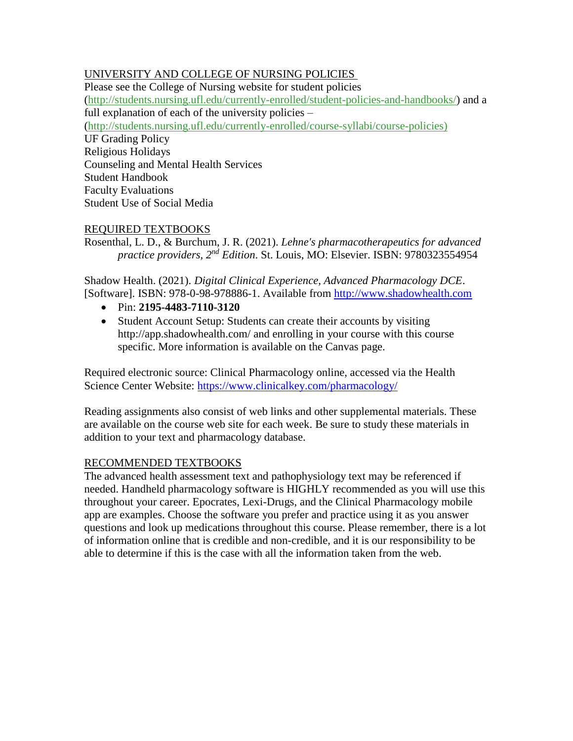## UNIVERSITY AND COLLEGE OF NURSING POLICIES

Please see the College of Nursing website for student policies (http://students.nursing.ufl.edu/currently-enrolled/student-policies-and-handbooks/) and a full explanation of each of the university policies – (http://students.nursing.ufl.edu/currently-enrolled/course-syllabi/course-policies)

UF Grading Policy
Religious Holidays
Counseling and Mental Health Services
Student Handbook
Faculty Evaluations
Student Use of Social Media

## REQUIRED TEXTBOOKS

Rosenthal, L. D., & Burchum, J. R. (2021). *Lehne's pharmacotherapeutics for advanced practice providers, 2nd Edition.* St. Louis, MO: Elsevier. ISBN: 9780323554954

Shadow Health. (2021). *Digital Clinical Experience, Advanced Pharmacology DCE*. [Software]. ISBN: 978-0-98-978886-1. Available from http://www.shadowhealth.com

- Pin: **2195-4483-7110-3120**
- Student Account Setup: Students can create their accounts by visiting http://app.shadowhealth.com/ and enrolling in your course with this course specific. More information is available on the Canvas page.

Required electronic source: Clinical Pharmacology online, accessed via the Health Science Center Website: https://www.clinicalkey.com/pharmacology/

Reading assignments also consist of web links and other supplemental materials. These are available on the course web site for each week. Be sure to study these materials in addition to your text and pharmacology database.

## RECOMMENDED TEXTBOOKS

The advanced health assessment text and pathophysiology text may be referenced if needed. Handheld pharmacology software is HIGHLY recommended as you will use this throughout your career. Epocrates, Lexi-Drugs, and the Clinical Pharmacology mobile app are examples. Choose the software you prefer and practice using it as you answer questions and look up medications throughout this course. Please remember, there is a lot of information online that is credible and non-credible, and it is our responsibility to be able to determine if this is the case with all the information taken from the web.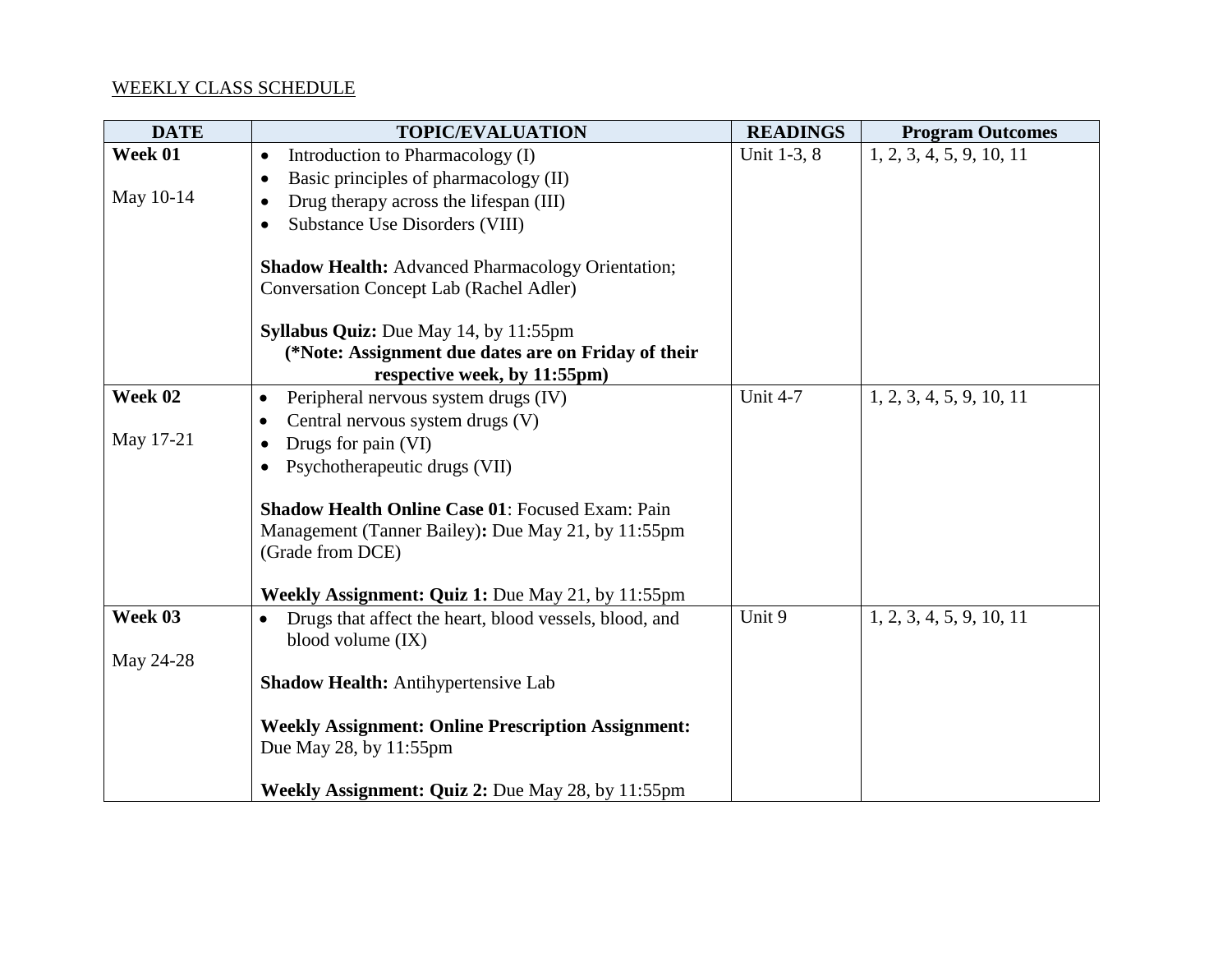WEEKLY CLASS SCHEDULE

| DATE | TOPIC/EVALUATION | READINGS | Program Outcomes |
|---|---|---|---|
| **Week 01**<br><br>May 10-14 | • Introduction to Pharmacology (I)<br>• Basic principles of pharmacology (II)<br>• Drug therapy across the lifespan (III)<br>• Substance Use Disorders (VIII)<br><br>**Shadow Health:** Advanced Pharmacology Orientation; Conversation Concept Lab (Rachel Adler)<br><br>**Syllabus Quiz:** Due May 14, by 11:55pm<br>**(*Note: Assignment due dates are on Friday of their respective week, by 11:55pm)** | Unit 1-3, 8 | 1, 2, 3, 4, 5, 9, 10, 11 |
| **Week 02**<br><br>May 17-21 | • Peripheral nervous system drugs (IV)<br>• Central nervous system drugs (V)<br>• Drugs for pain (VI)<br>• Psychotherapeutic drugs (VII)<br><br>**Shadow Health Online Case 01**: Focused Exam: Pain Management (Tanner Bailey)**:** Due May 21, by 11:55pm (Grade from DCE)<br><br>**Weekly Assignment: Quiz 1:** Due May 21, by 11:55pm | Unit 4-7 | 1, 2, 3, 4, 5, 9, 10, 11 |
| **Week 03**<br><br>May 24-28 | • Drugs that affect the heart, blood vessels, blood, and blood volume (IX)<br><br>**Shadow Health:** Antihypertensive Lab<br><br>**Weekly Assignment: Online Prescription Assignment:** Due May 28, by 11:55pm<br><br>**Weekly Assignment: Quiz 2:** Due May 28, by 11:55pm | Unit 9 | 1, 2, 3, 4, 5, 9, 10, 11 |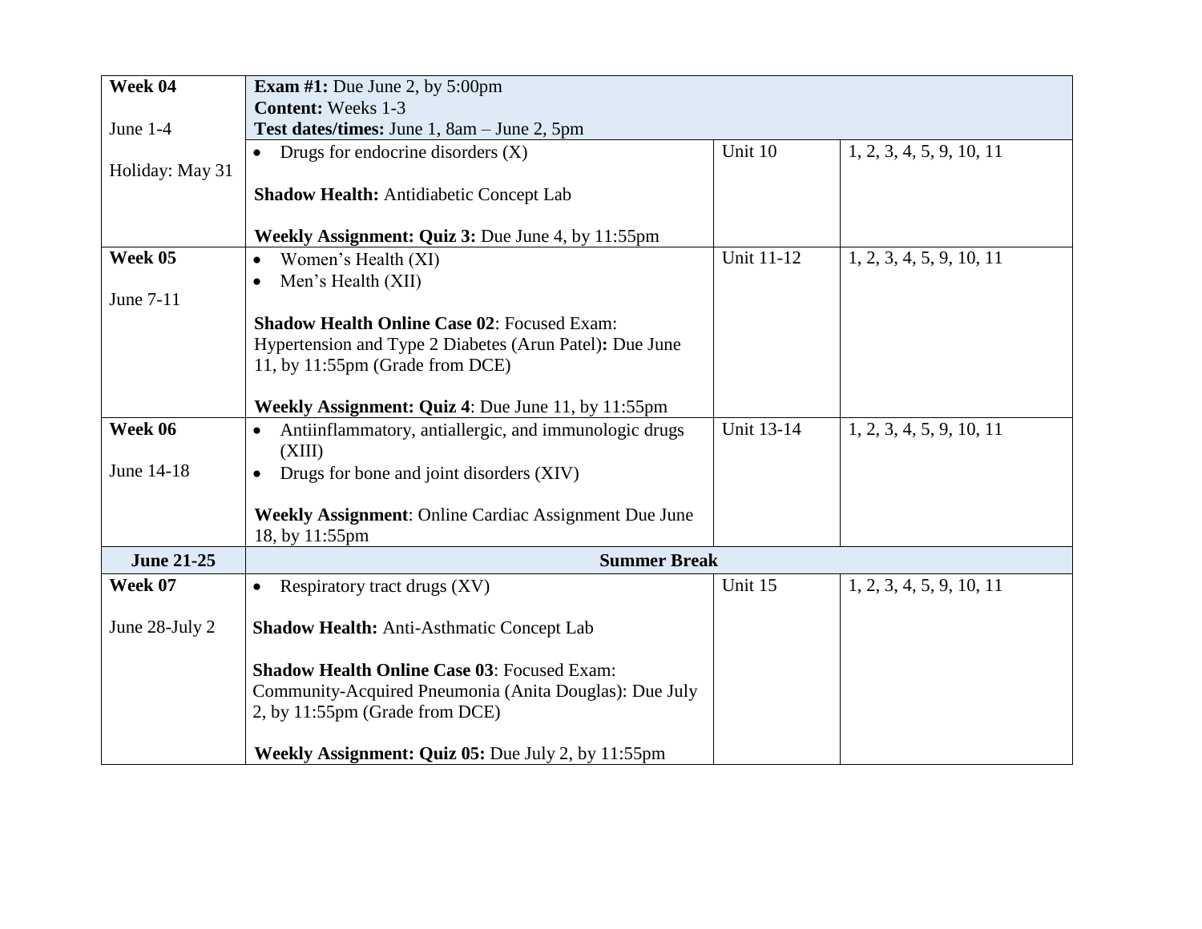| Week 04<br><br>June 1-4<br><br>Holiday: May 31 | **Exam #1:** Due June 2, by 5:00pm<br>**Content:** Weeks 1-3<br>**Test dates/times:** June 1, 8am – June 2, 5pm | | |
|---|---|---|---|
| | • Drugs for endocrine disorders (X)<br><br>**Shadow Health:** Antidiabetic Concept Lab<br><br>**Weekly Assignment: Quiz 3:** Due June 4, by 11:55pm | Unit 10 | 1, 2, 3, 4, 5, 9, 10, 11 |
| **Week 05**<br><br>June 7-11 | • Women's Health (XI)<br>• Men's Health (XII)<br><br>**Shadow Health Online Case 02**: Focused Exam: Hypertension and Type 2 Diabetes (Arun Patel)**:** Due June 11, by 11:55pm (Grade from DCE)<br><br>**Weekly Assignment: Quiz 4**: Due June 11, by 11:55pm | Unit 11-12 | 1, 2, 3, 4, 5, 9, 10, 11 |
| **Week 06**<br><br>June 14-18 | • Antiinflammatory, antiallergic, and immunologic drugs (XIII)<br>• Drugs for bone and joint disorders (XIV)<br><br>**Weekly Assignment**: Online Cardiac Assignment Due June 18, by 11:55pm | Unit 13-14 | 1, 2, 3, 4, 5, 9, 10, 11 |
| **June 21-25** | **Summer Break** | | |
| **Week 07**<br><br>June 28-July 2 | • Respiratory tract drugs (XV)<br><br>**Shadow Health:** Anti-Asthmatic Concept Lab<br><br>**Shadow Health Online Case 03**: Focused Exam: Community-Acquired Pneumonia (Anita Douglas): Due July 2, by 11:55pm (Grade from DCE)<br><br>**Weekly Assignment: Quiz 05:** Due July 2, by 11:55pm | Unit 15 | 1, 2, 3, 4, 5, 9, 10, 11 |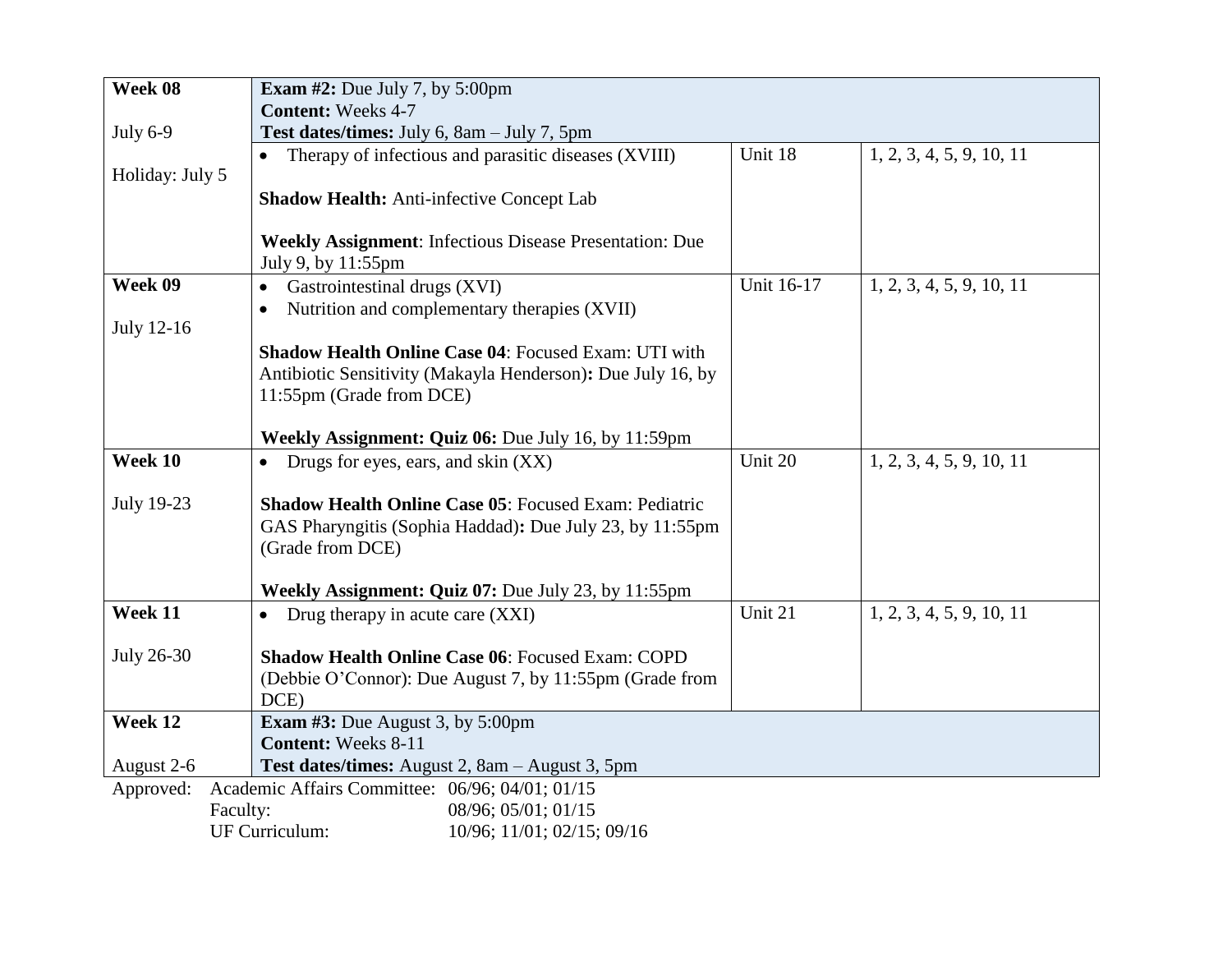| | | | |
|---|---|---|---|
| **Week 08**<br><br>July 6-9<br><br>Holiday: July 5 | **Exam #2:** Due July 7, by 5:00pm<br>**Content:** Weeks 4-7<br>**Test dates/times:** July 6, 8am – July 7, 5pm | | |
| | • Therapy of infectious and parasitic diseases (XVIII)<br><br>**Shadow Health:** Anti-infective Concept Lab<br><br>**Weekly Assignment**: Infectious Disease Presentation: Due July 9, by 11:55pm | Unit 18 | 1, 2, 3, 4, 5, 9, 10, 11 |
| **Week 09**<br><br>July 12-16 | • Gastrointestinal drugs (XVI)<br>• Nutrition and complementary therapies (XVII)<br><br>**Shadow Health Online Case 04**: Focused Exam: UTI with Antibiotic Sensitivity (Makayla Henderson)**:** Due July 16, by 11:55pm (Grade from DCE)<br><br>**Weekly Assignment: Quiz 06:** Due July 16, by 11:59pm | Unit 16-17 | 1, 2, 3, 4, 5, 9, 10, 11 |
| **Week 10**<br><br>July 19-23 | • Drugs for eyes, ears, and skin (XX)<br><br>**Shadow Health Online Case 05**: Focused Exam: Pediatric GAS Pharyngitis (Sophia Haddad)**:** Due July 23, by 11:55pm (Grade from DCE)<br><br>**Weekly Assignment: Quiz 07:** Due July 23, by 11:55pm | Unit 20 | 1, 2, 3, 4, 5, 9, 10, 11 |
| **Week 11**<br><br>July 26-30 | • Drug therapy in acute care (XXI)<br><br>**Shadow Health Online Case 06**: Focused Exam: COPD (Debbie O'Connor): Due August 7, by 11:55pm (Grade from DCE) | Unit 21 | 1, 2, 3, 4, 5, 9, 10, 11 |
| **Week 12**<br><br>August 2-6 | **Exam #3:** Due August 3, by 5:00pm<br>**Content:** Weeks 8-11<br>**Test dates/times:** August 2, 8am – August 3, 5pm | | |

Approved: Academic Affairs Committee: 06/96; 04/01; 01/15
Faculty: 08/96; 05/01; 01/15
UF Curriculum: 10/96; 11/01; 02/15; 09/16